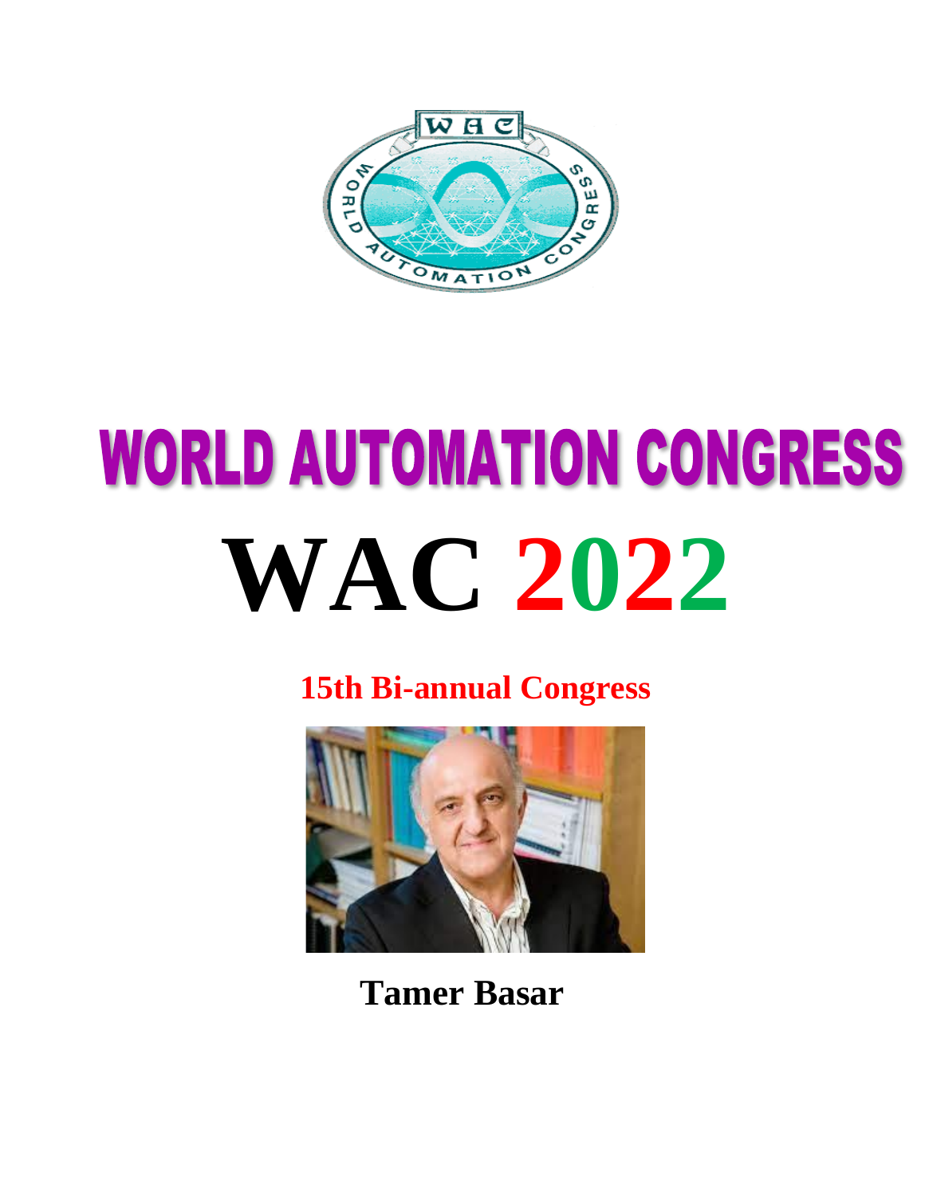# WORLD AUTOMATION CONGRESS

# WAC 2022

## 15th Bi-annual Congress

**Tamer Basar**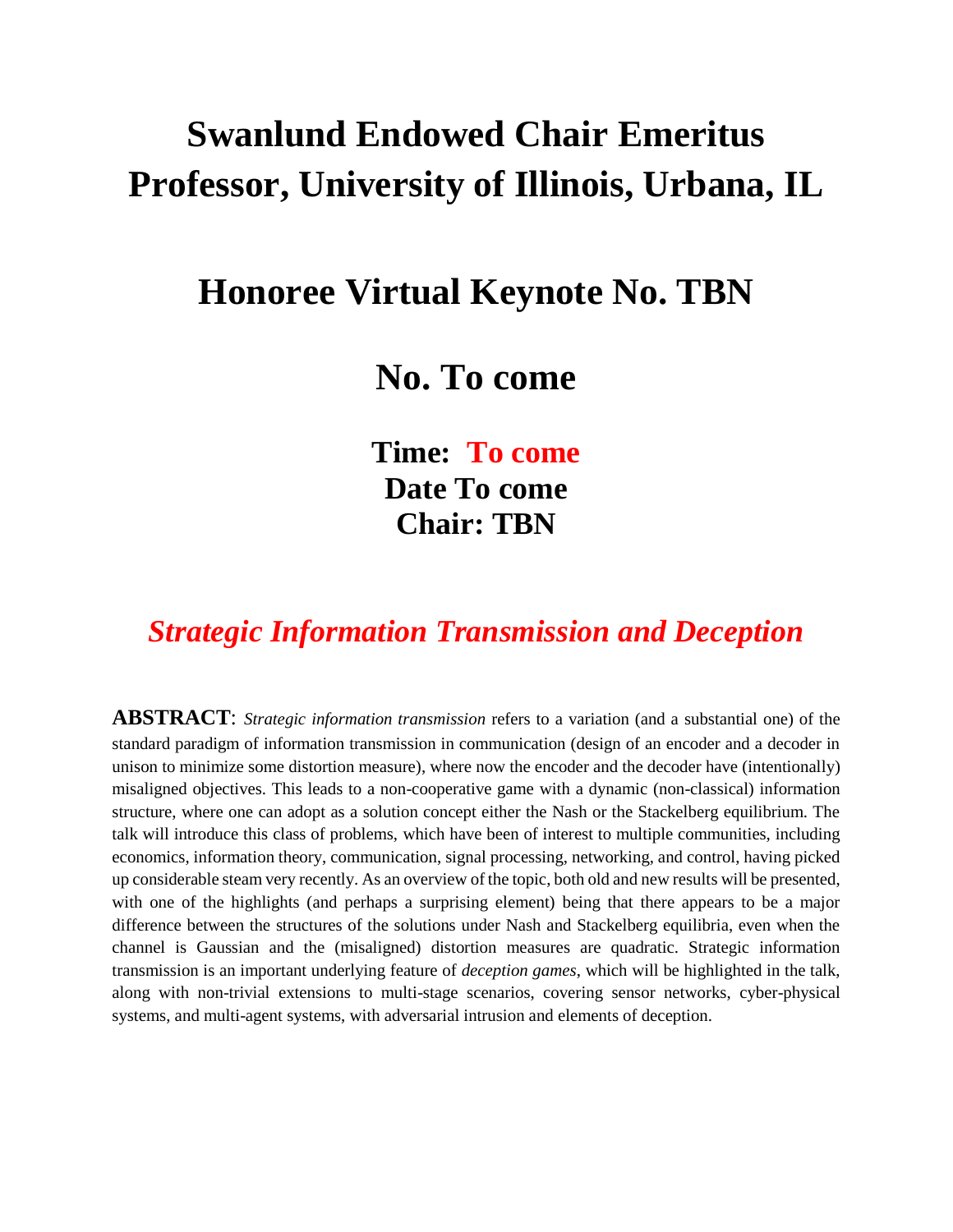# Swanlund Endowed Chair Emeritus Professor, University of Illinois, Urbana, IL

## Honoree Virtual Keynote No. TBN

## No. To come

**Time: To come**
**Date To come**
**Chair: TBN**

## *Strategic Information Transmission and Deception*

**ABSTRACT**: *Strategic information transmission* refers to a variation (and a substantial one) of the standard paradigm of information transmission in communication (design of an encoder and a decoder in unison to minimize some distortion measure), where now the encoder and the decoder have (intentionally) misaligned objectives. This leads to a non-cooperative game with a dynamic (non-classical) information structure, where one can adopt as a solution concept either the Nash or the Stackelberg equilibrium. The talk will introduce this class of problems, which have been of interest to multiple communities, including economics, information theory, communication, signal processing, networking, and control, having picked up considerable steam very recently. As an overview of the topic, both old and new results will be presented, with one of the highlights (and perhaps a surprising element) being that there appears to be a major difference between the structures of the solutions under Nash and Stackelberg equilibria, even when the channel is Gaussian and the (misaligned) distortion measures are quadratic. Strategic information transmission is an important underlying feature of *deception games*, which will be highlighted in the talk, along with non-trivial extensions to multi-stage scenarios, covering sensor networks, cyber-physical systems, and multi-agent systems, with adversarial intrusion and elements of deception.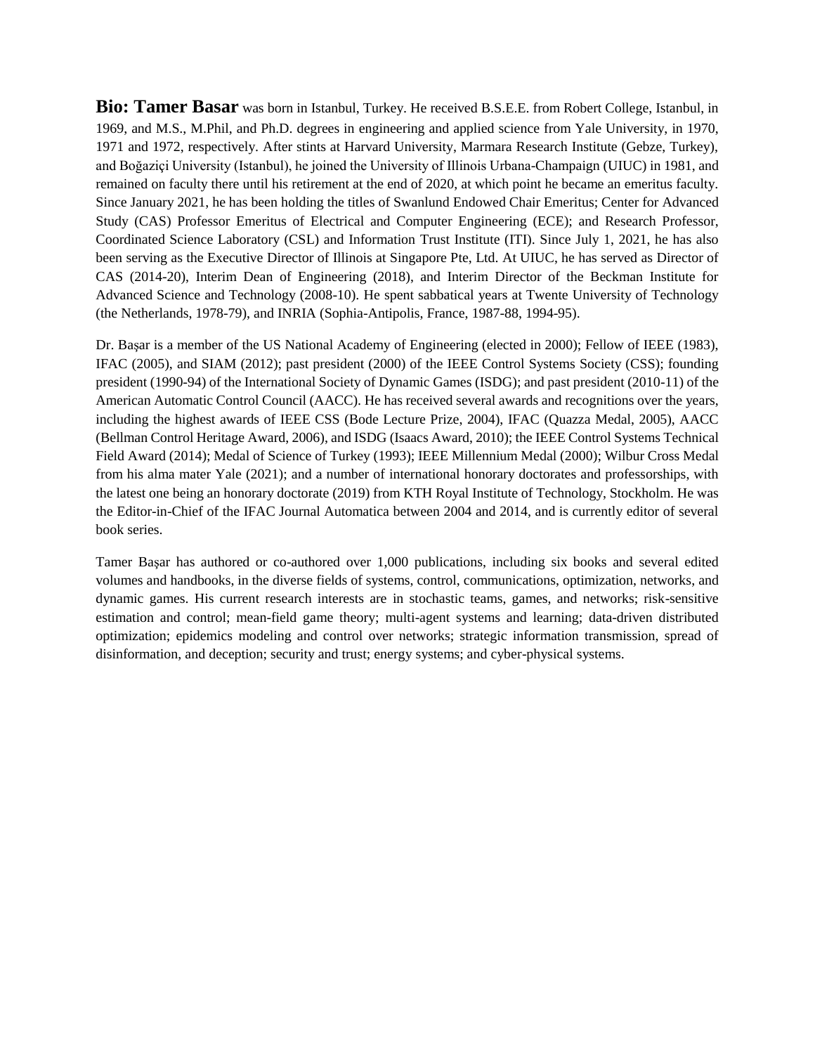**Bio: Tamer Basar** was born in Istanbul, Turkey. He received B.S.E.E. from Robert College, Istanbul, in 1969, and M.S., M.Phil, and Ph.D. degrees in engineering and applied science from Yale University, in 1970, 1971 and 1972, respectively. After stints at Harvard University, Marmara Research Institute (Gebze, Turkey), and Boğaziçi University (Istanbul), he joined the University of Illinois Urbana-Champaign (UIUC) in 1981, and remained on faculty there until his retirement at the end of 2020, at which point he became an emeritus faculty. Since January 2021, he has been holding the titles of Swanlund Endowed Chair Emeritus; Center for Advanced Study (CAS) Professor Emeritus of Electrical and Computer Engineering (ECE); and Research Professor, Coordinated Science Laboratory (CSL) and Information Trust Institute (ITI). Since July 1, 2021, he has also been serving as the Executive Director of Illinois at Singapore Pte, Ltd. At UIUC, he has served as Director of CAS (2014-20), Interim Dean of Engineering (2018), and Interim Director of the Beckman Institute for Advanced Science and Technology (2008-10). He spent sabbatical years at Twente University of Technology (the Netherlands, 1978-79), and INRIA (Sophia-Antipolis, France, 1987-88, 1994-95).

Dr. Başar is a member of the US National Academy of Engineering (elected in 2000); Fellow of IEEE (1983), IFAC (2005), and SIAM (2012); past president (2000) of the IEEE Control Systems Society (CSS); founding president (1990-94) of the International Society of Dynamic Games (ISDG); and past president (2010-11) of the American Automatic Control Council (AACC). He has received several awards and recognitions over the years, including the highest awards of IEEE CSS (Bode Lecture Prize, 2004), IFAC (Quazza Medal, 2005), AACC (Bellman Control Heritage Award, 2006), and ISDG (Isaacs Award, 2010); the IEEE Control Systems Technical Field Award (2014); Medal of Science of Turkey (1993); IEEE Millennium Medal (2000); Wilbur Cross Medal from his alma mater Yale (2021); and a number of international honorary doctorates and professorships, with the latest one being an honorary doctorate (2019) from KTH Royal Institute of Technology, Stockholm. He was the Editor-in-Chief of the IFAC Journal Automatica between 2004 and 2014, and is currently editor of several book series.

Tamer Başar has authored or co-authored over 1,000 publications, including six books and several edited volumes and handbooks, in the diverse fields of systems, control, communications, optimization, networks, and dynamic games. His current research interests are in stochastic teams, games, and networks; risk-sensitive estimation and control; mean-field game theory; multi-agent systems and learning; data-driven distributed optimization; epidemics modeling and control over networks; strategic information transmission, spread of disinformation, and deception; security and trust; energy systems; and cyber-physical systems.